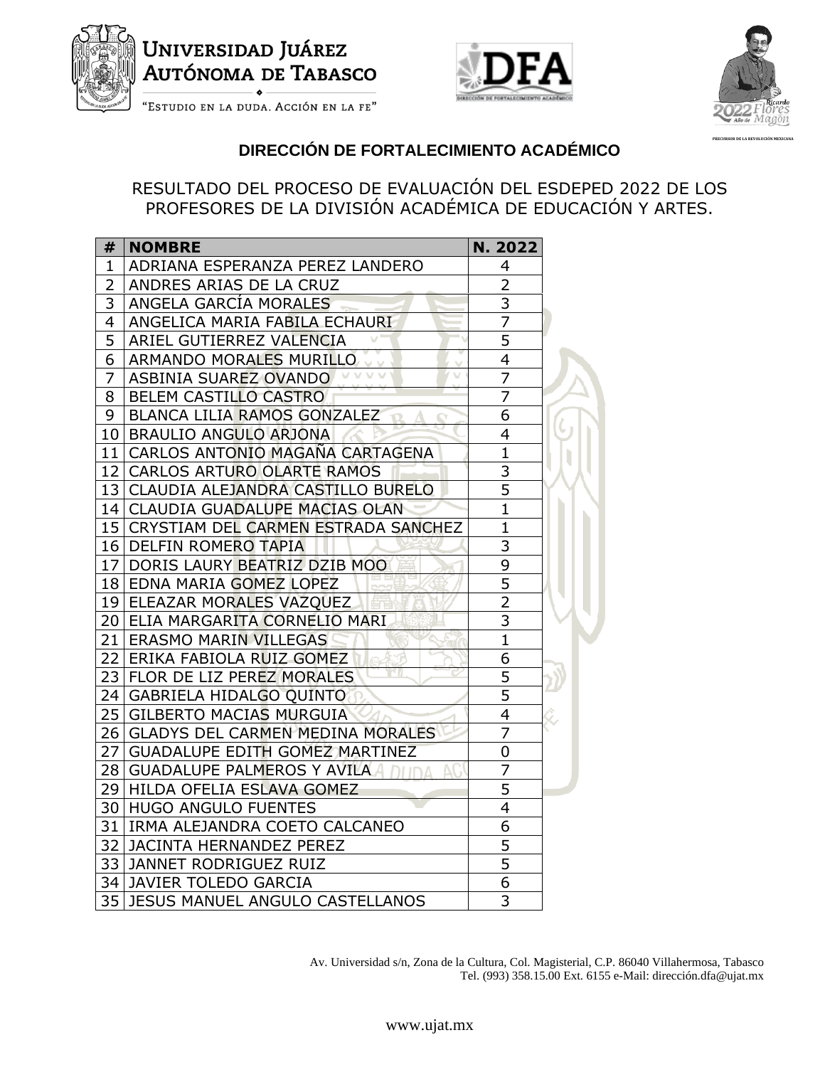UNIVERSIDAD JUÁREZ AUTÓNOMA DE TABASCO

"ESTUDIO EN LA DUDA. ACCIÓN EN LA FE"

## DIRECCIÓN DE FORTALECIMIENTO ACADÉMICO

RESULTADO DEL PROCESO DE EVALUACIÓN DEL ESDEPED 2022 DE LOS PROFESORES DE LA DIVISIÓN ACADÉMICA DE EDUCACIÓN Y ARTES.

| # | NOMBRE | N. 2022 |
|---|---|---|
| 1 | ADRIANA ESPERANZA PEREZ LANDERO | 4 |
| 2 | ANDRES ARIAS DE LA CRUZ | 2 |
| 3 | ANGELA GARCÍA MORALES | 3 |
| 4 | ANGELICA MARIA FABILA ECHAURI | 7 |
| 5 | ARIEL GUTIERREZ VALENCIA | 5 |
| 6 | ARMANDO MORALES MURILLO | 4 |
| 7 | ASBINIA SUAREZ OVANDO | 7 |
| 8 | BELEM CASTILLO CASTRO | 7 |
| 9 | BLANCA LILIA RAMOS GONZALEZ | 6 |
| 10 | BRAULIO ANGULO ARJONA | 4 |
| 11 | CARLOS ANTONIO MAGAÑA CARTAGENA | 1 |
| 12 | CARLOS ARTURO OLARTE RAMOS | 3 |
| 13 | CLAUDIA ALEJANDRA CASTILLO BURELO | 5 |
| 14 | CLAUDIA GUADALUPE MACIAS OLAN | 1 |
| 15 | CRYSTIAM DEL CARMEN ESTRADA SANCHEZ | 1 |
| 16 | DELFIN ROMERO TAPIA | 3 |
| 17 | DORIS LAURY BEATRIZ DZIB MOO | 9 |
| 18 | EDNA MARIA GOMEZ LOPEZ | 5 |
| 19 | ELEAZAR MORALES VAZQUEZ | 2 |
| 20 | ELIA MARGARITA CORNELIO MARI | 3 |
| 21 | ERASMO MARIN VILLEGAS | 1 |
| 22 | ERIKA FABIOLA RUIZ GOMEZ | 6 |
| 23 | FLOR DE LIZ PEREZ MORALES | 5 |
| 24 | GABRIELA HIDALGO QUINTO | 5 |
| 25 | GILBERTO MACIAS MURGUIA | 4 |
| 26 | GLADYS DEL CARMEN MEDINA MORALES | 7 |
| 27 | GUADALUPE EDITH GOMEZ MARTINEZ | 0 |
| 28 | GUADALUPE PALMEROS Y AVILA | 7 |
| 29 | HILDA OFELIA ESLAVA GOMEZ | 5 |
| 30 | HUGO ANGULO FUENTES | 4 |
| 31 | IRMA ALEJANDRA COETO CALCANEO | 6 |
| 32 | JACINTA HERNANDEZ PEREZ | 5 |
| 33 | JANNET RODRIGUEZ RUIZ | 5 |
| 34 | JAVIER TOLEDO GARCIA | 6 |
| 35 | JESUS MANUEL ANGULO CASTELLANOS | 3 |

Av. Universidad s/n, Zona de la Cultura, Col. Magisterial, C.P. 86040 Villahermosa, Tabasco
Tel. (993) 358.15.00 Ext. 6155 e-Mail: dirección.dfa@ujat.mx

www.ujat.mx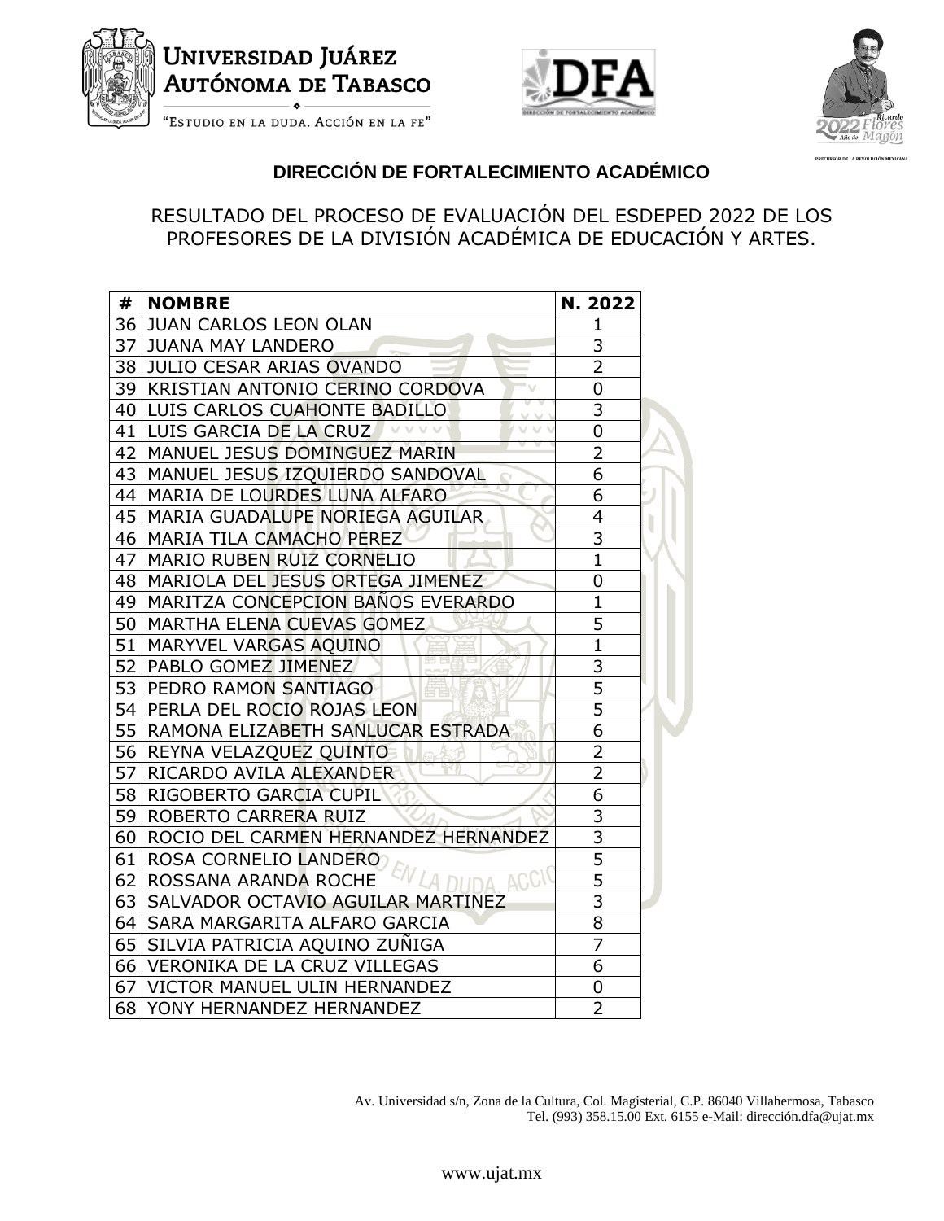UNIVERSIDAD JUÁREZ AUTÓNOMA DE TABASCO

"ESTUDIO EN LA DUDA. ACCIÓN EN LA FE"

## DIRECCIÓN DE FORTALECIMIENTO ACADÉMICO

RESULTADO DEL PROCESO DE EVALUACIÓN DEL ESDEPED 2022 DE LOS PROFESORES DE LA DIVISIÓN ACADÉMICA DE EDUCACIÓN Y ARTES.

| # | NOMBRE | N. 2022 |
|---|---|---|
| 36 | JUAN CARLOS LEON OLAN | 1 |
| 37 | JUANA MAY LANDERO | 3 |
| 38 | JULIO CESAR ARIAS OVANDO | 2 |
| 39 | KRISTIAN ANTONIO CERINO CORDOVA | 0 |
| 40 | LUIS CARLOS CUAHONTE BADILLO | 3 |
| 41 | LUIS GARCIA DE LA CRUZ | 0 |
| 42 | MANUEL JESUS DOMINGUEZ MARIN | 2 |
| 43 | MANUEL JESUS IZQUIERDO SANDOVAL | 6 |
| 44 | MARIA DE LOURDES LUNA ALFARO | 6 |
| 45 | MARIA GUADALUPE NORIEGA AGUILAR | 4 |
| 46 | MARIA TILA CAMACHO PEREZ | 3 |
| 47 | MARIO RUBEN RUIZ CORNELIO | 1 |
| 48 | MARIOLA DEL JESUS ORTEGA JIMENEZ | 0 |
| 49 | MARITZA CONCEPCION BAÑOS EVERARDO | 1 |
| 50 | MARTHA ELENA CUEVAS GOMEZ | 5 |
| 51 | MARYVEL VARGAS AQUINO | 1 |
| 52 | PABLO GOMEZ JIMENEZ | 3 |
| 53 | PEDRO RAMON SANTIAGO | 5 |
| 54 | PERLA DEL ROCIO ROJAS LEON | 5 |
| 55 | RAMONA ELIZABETH SANLUCAR ESTRADA | 6 |
| 56 | REYNA VELAZQUEZ QUINTO | 2 |
| 57 | RICARDO AVILA ALEXANDER | 2 |
| 58 | RIGOBERTO GARCIA CUPIL | 6 |
| 59 | ROBERTO CARRERA RUIZ | 3 |
| 60 | ROCIO DEL CARMEN HERNANDEZ HERNANDEZ | 3 |
| 61 | ROSA CORNELIO LANDERO | 5 |
| 62 | ROSSANA ARANDA ROCHE | 5 |
| 63 | SALVADOR OCTAVIO AGUILAR MARTINEZ | 3 |
| 64 | SARA MARGARITA ALFARO GARCIA | 8 |
| 65 | SILVIA PATRICIA AQUINO ZUÑIGA | 7 |
| 66 | VERONIKA DE LA CRUZ VILLEGAS | 6 |
| 67 | VICTOR MANUEL ULIN HERNANDEZ | 0 |
| 68 | YONY HERNANDEZ HERNANDEZ | 2 |

Av. Universidad s/n, Zona de la Cultura, Col. Magisterial, C.P. 86040 Villahermosa, Tabasco
Tel. (993) 358.15.00 Ext. 6155 e-Mail: dirección.dfa@ujat.mx

www.ujat.mx